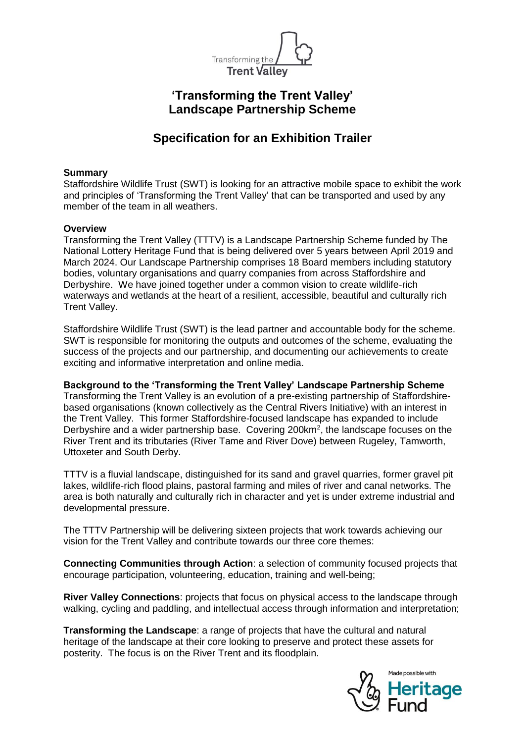# 'Transforming the Trent Valley' Landscape Partnership Scheme

## Specification for an Exhibition Trailer

**Summary**

Staffordshire Wildlife Trust (SWT) is looking for an attractive mobile space to exhibit the work and principles of 'Transforming the Trent Valley' that can be transported and used by any member of the team in all weathers.

**Overview**

Transforming the Trent Valley (TTTV) is a Landscape Partnership Scheme funded by The National Lottery Heritage Fund that is being delivered over 5 years between April 2019 and March 2024. Our Landscape Partnership comprises 18 Board members including statutory bodies, voluntary organisations and quarry companies from across Staffordshire and Derbyshire. We have joined together under a common vision to create wildlife-rich waterways and wetlands at the heart of a resilient, accessible, beautiful and culturally rich Trent Valley.

Staffordshire Wildlife Trust (SWT) is the lead partner and accountable body for the scheme. SWT is responsible for monitoring the outputs and outcomes of the scheme, evaluating the success of the projects and our partnership, and documenting our achievements to create exciting and informative interpretation and online media.

**Background to the 'Transforming the Trent Valley' Landscape Partnership Scheme**

Transforming the Trent Valley is an evolution of a pre-existing partnership of Staffordshire-based organisations (known collectively as the Central Rivers Initiative) with an interest in the Trent Valley. This former Staffordshire-focused landscape has expanded to include Derbyshire and a wider partnership base. Covering 200km$^2$, the landscape focuses on the River Trent and its tributaries (River Tame and River Dove) between Rugeley, Tamworth, Uttoxeter and South Derby.

TTTV is a fluvial landscape, distinguished for its sand and gravel quarries, former gravel pit lakes, wildlife-rich flood plains, pastoral farming and miles of river and canal networks. The area is both naturally and culturally rich in character and yet is under extreme industrial and developmental pressure.

The TTTV Partnership will be delivering sixteen projects that work towards achieving our vision for the Trent Valley and contribute towards our three core themes:

**Connecting Communities through Action**: a selection of community focused projects that encourage participation, volunteering, education, training and well-being;

**River Valley Connections**: projects that focus on physical access to the landscape through walking, cycling and paddling, and intellectual access through information and interpretation;

**Transforming the Landscape**: a range of projects that have the cultural and natural heritage of the landscape at their core looking to preserve and protect these assets for posterity. The focus is on the River Trent and its floodplain.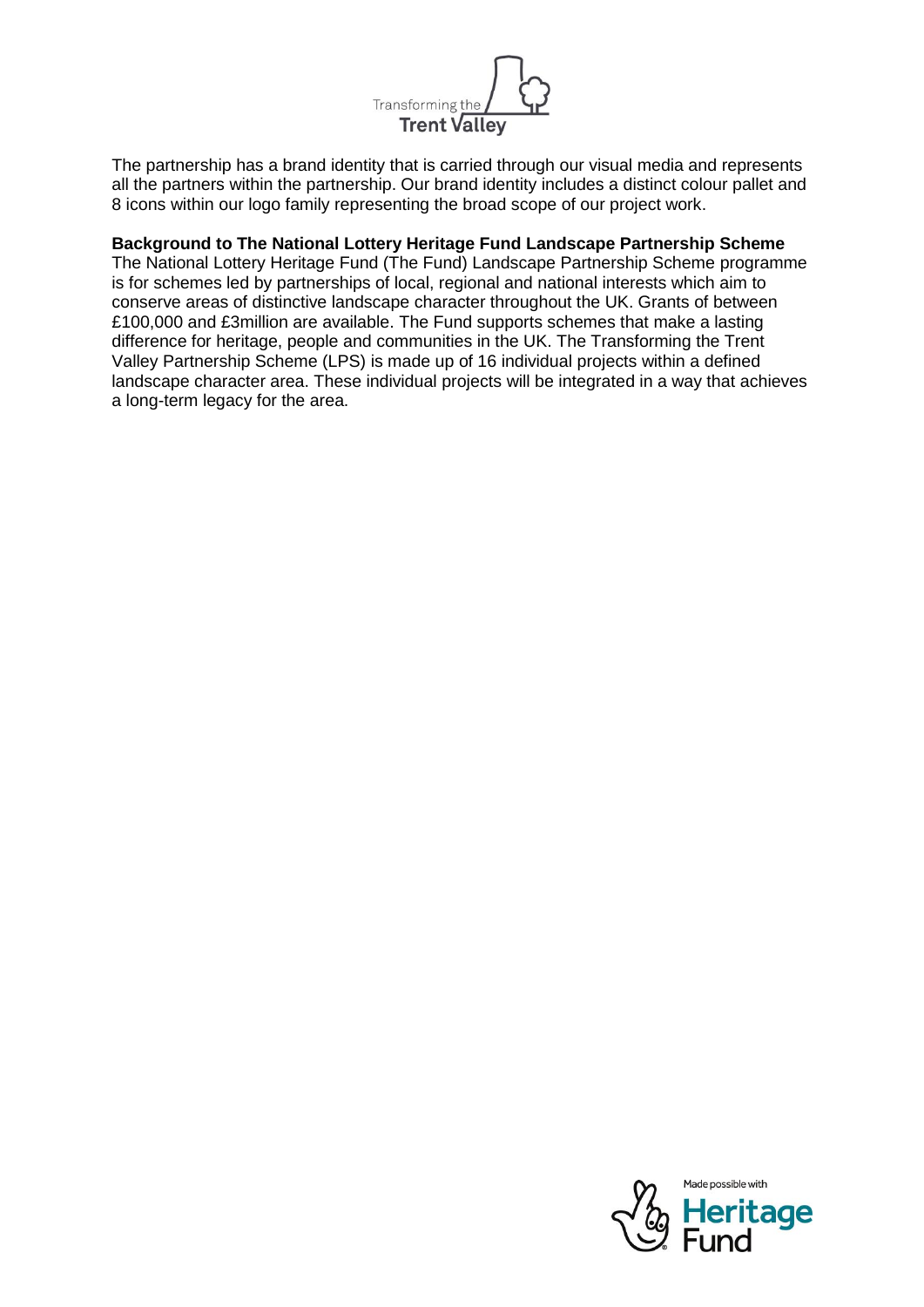The partnership has a brand identity that is carried through our visual media and represents all the partners within the partnership. Our brand identity includes a distinct colour pallet and 8 icons within our logo family representing the broad scope of our project work.

**Background to The National Lottery Heritage Fund Landscape Partnership Scheme**

The National Lottery Heritage Fund (The Fund) Landscape Partnership Scheme programme is for schemes led by partnerships of local, regional and national interests which aim to conserve areas of distinctive landscape character throughout the UK. Grants of between £100,000 and £3million are available. The Fund supports schemes that make a lasting difference for heritage, people and communities in the UK. The Transforming the Trent Valley Partnership Scheme (LPS) is made up of 16 individual projects within a defined landscape character area. These individual projects will be integrated in a way that achieves a long-term legacy for the area.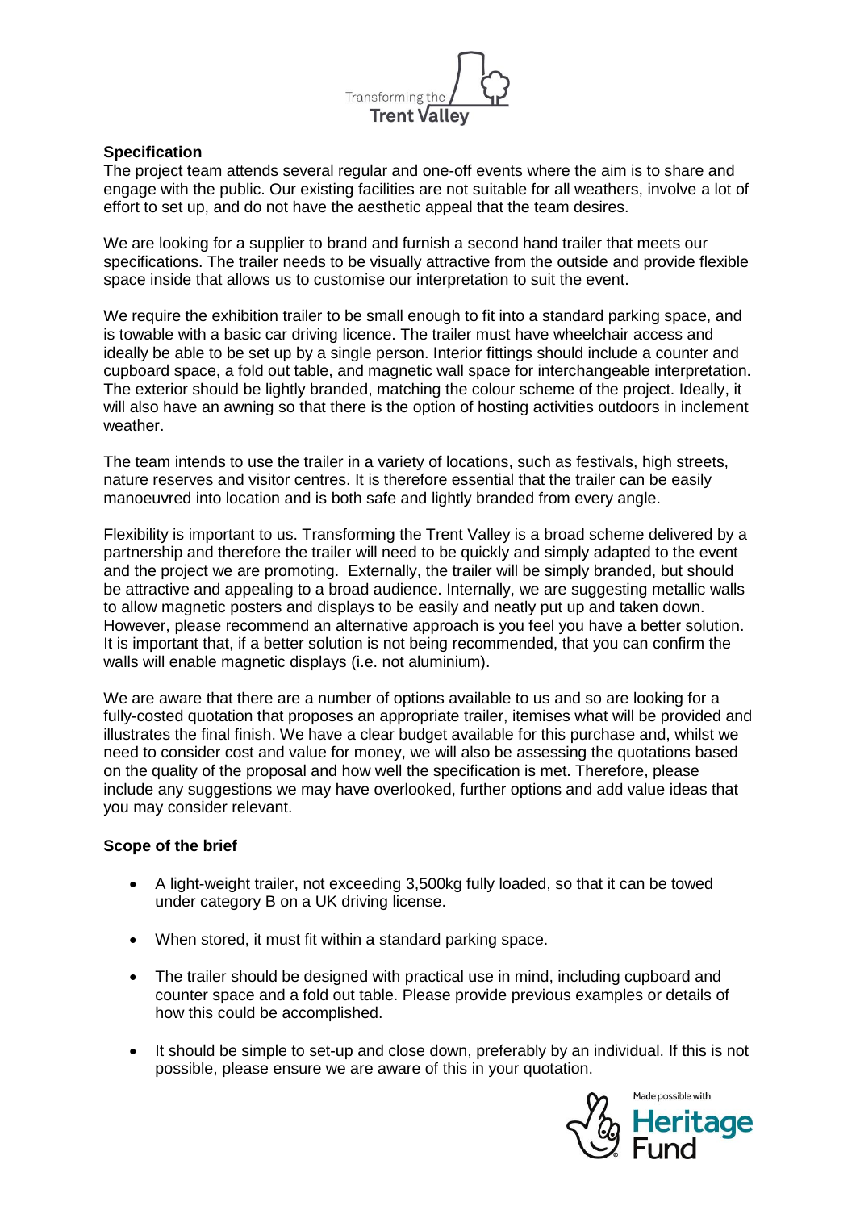## Specification

The project team attends several regular and one-off events where the aim is to share and engage with the public. Our existing facilities are not suitable for all weathers, involve a lot of effort to set up, and do not have the aesthetic appeal that the team desires.

We are looking for a supplier to brand and furnish a second hand trailer that meets our specifications. The trailer needs to be visually attractive from the outside and provide flexible space inside that allows us to customise our interpretation to suit the event.

We require the exhibition trailer to be small enough to fit into a standard parking space, and is towable with a basic car driving licence. The trailer must have wheelchair access and ideally be able to be set up by a single person. Interior fittings should include a counter and cupboard space, a fold out table, and magnetic wall space for interchangeable interpretation. The exterior should be lightly branded, matching the colour scheme of the project. Ideally, it will also have an awning so that there is the option of hosting activities outdoors in inclement weather.

The team intends to use the trailer in a variety of locations, such as festivals, high streets, nature reserves and visitor centres. It is therefore essential that the trailer can be easily manoeuvred into location and is both safe and lightly branded from every angle.

Flexibility is important to us. Transforming the Trent Valley is a broad scheme delivered by a partnership and therefore the trailer will need to be quickly and simply adapted to the event and the project we are promoting. Externally, the trailer will be simply branded, but should be attractive and appealing to a broad audience. Internally, we are suggesting metallic walls to allow magnetic posters and displays to be easily and neatly put up and taken down. However, please recommend an alternative approach is you feel you have a better solution. It is important that, if a better solution is not being recommended, that you can confirm the walls will enable magnetic displays (i.e. not aluminium).

We are aware that there are a number of options available to us and so are looking for a fully-costed quotation that proposes an appropriate trailer, itemises what will be provided and illustrates the final finish. We have a clear budget available for this purchase and, whilst we need to consider cost and value for money, we will also be assessing the quotations based on the quality of the proposal and how well the specification is met. Therefore, please include any suggestions we may have overlooked, further options and add value ideas that you may consider relevant.

## Scope of the brief

- A light-weight trailer, not exceeding 3,500kg fully loaded, so that it can be towed under category B on a UK driving license.
- When stored, it must fit within a standard parking space.
- The trailer should be designed with practical use in mind, including cupboard and counter space and a fold out table. Please provide previous examples or details of how this could be accomplished.
- It should be simple to set-up and close down, preferably by an individual. If this is not possible, please ensure we are aware of this in your quotation.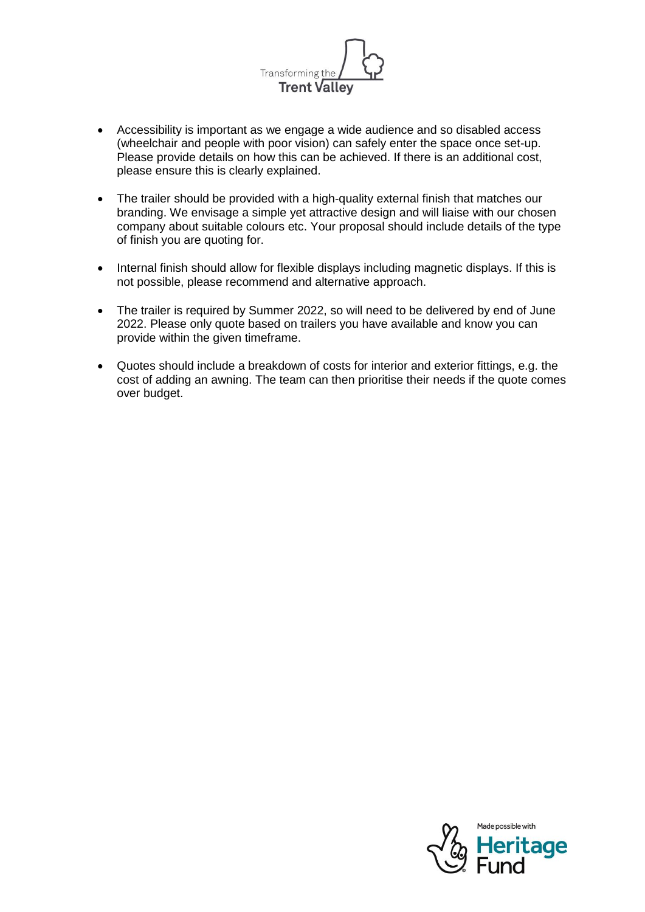- Accessibility is important as we engage a wide audience and so disabled access (wheelchair and people with poor vision) can safely enter the space once set-up. Please provide details on how this can be achieved. If there is an additional cost, please ensure this is clearly explained.

- The trailer should be provided with a high-quality external finish that matches our branding. We envisage a simple yet attractive design and will liaise with our chosen company about suitable colours etc. Your proposal should include details of the type of finish you are quoting for.

- Internal finish should allow for flexible displays including magnetic displays. If this is not possible, please recommend and alternative approach.

- The trailer is required by Summer 2022, so will need to be delivered by end of June 2022. Please only quote based on trailers you have available and know you can provide within the given timeframe.

- Quotes should include a breakdown of costs for interior and exterior fittings, e.g. the cost of adding an awning. The team can then prioritise their needs if the quote comes over budget.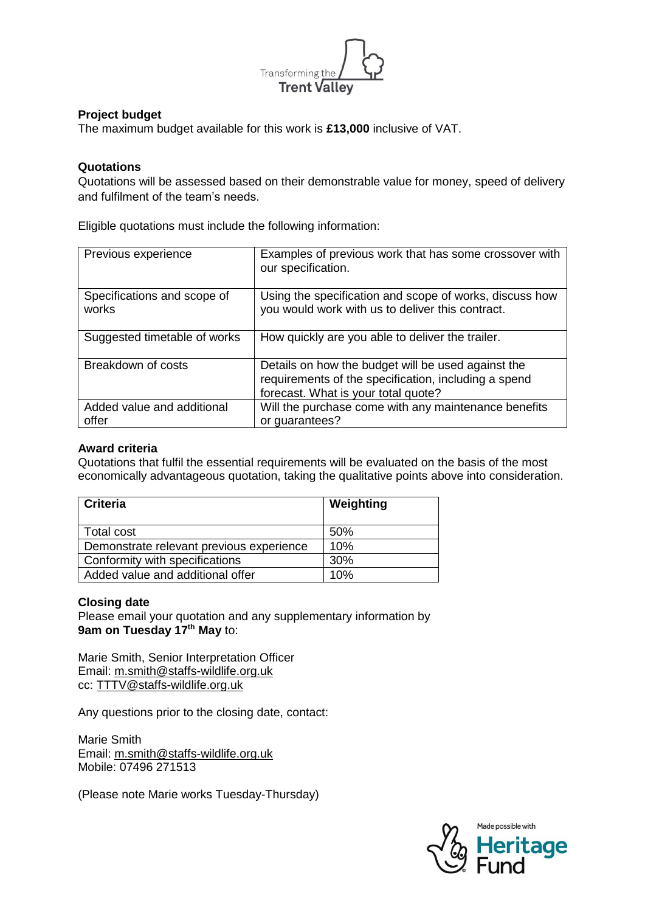**Project budget**

The maximum budget available for this work is **£13,000** inclusive of VAT.

**Quotations**

Quotations will be assessed based on their demonstrable value for money, speed of delivery and fulfilment of the team's needs.

Eligible quotations must include the following information:

| | |
|---|---|
| Previous experience | Examples of previous work that has some crossover with our specification. |
| Specifications and scope of works | Using the specification and scope of works, discuss how you would work with us to deliver this contract. |
| Suggested timetable of works | How quickly are you able to deliver the trailer. |
| Breakdown of costs | Details on how the budget will be used against the requirements of the specification, including a spend forecast. What is your total quote? |
| Added value and additional offer | Will the purchase come with any maintenance benefits or guarantees? |

**Award criteria**

Quotations that fulfil the essential requirements will be evaluated on the basis of the most economically advantageous quotation, taking the qualitative points above into consideration.

| **Criteria** | **Weighting** |
|---|---|
| Total cost | 50% |
| Demonstrate relevant previous experience | 10% |
| Conformity with specifications | 30% |
| Added value and additional offer | 10% |

**Closing date**

Please email your quotation and any supplementary information by **9am on Tuesday 17th May** to:

Marie Smith, Senior Interpretation Officer
Email: m.smith@staffs-wildlife.org.uk
cc: TTTV@staffs-wildlife.org.uk

Any questions prior to the closing date, contact:

Marie Smith
Email: m.smith@staffs-wildlife.org.uk
Mobile: 07496 271513

(Please note Marie works Tuesday-Thursday)